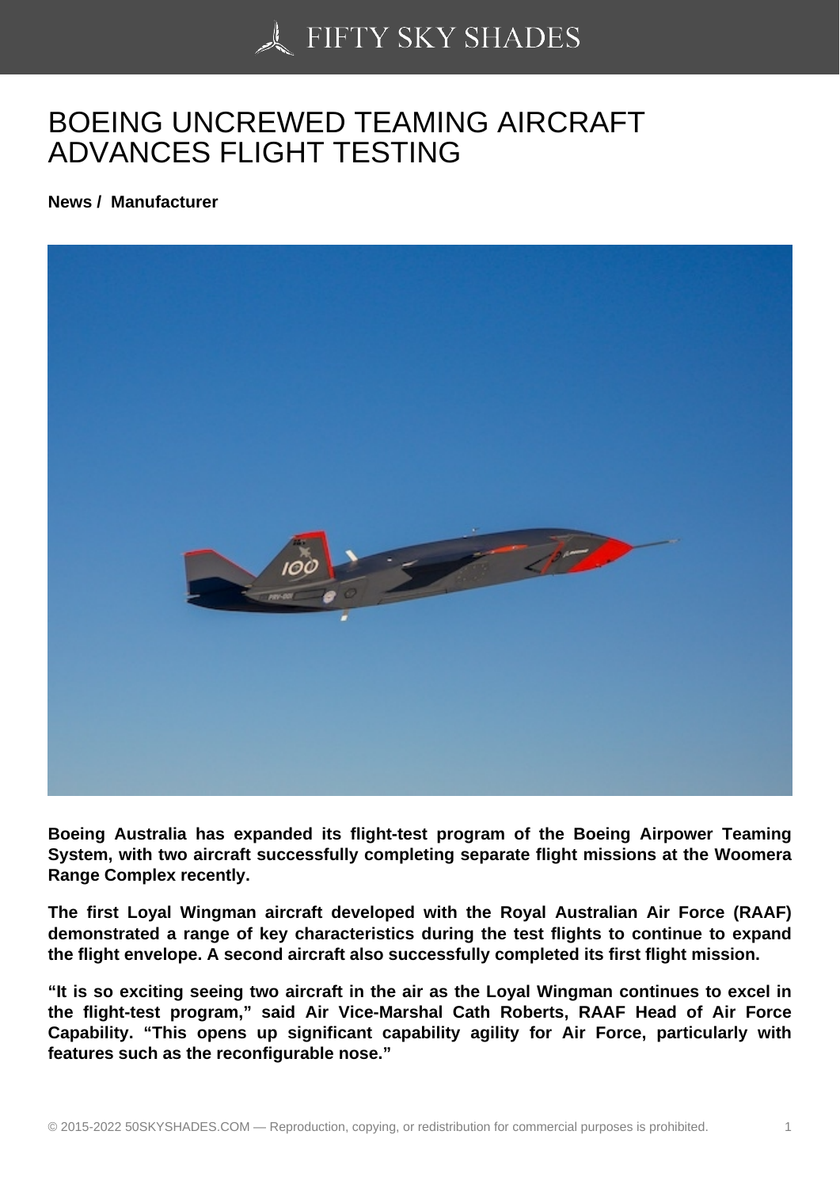# BOEING UNCREWED TEAMING AIRCRAFT ADVANCES FLIGHT TESTING

**News / Manufacturer**

**Boeing Australia has expanded its flight-test program of the Boeing Airpower Teaming System, with two aircraft successfully completing separate flight missions at the Woomera Range Complex recently.**

**The first Loyal Wingman aircraft developed with the Royal Australian Air Force (RAAF) demonstrated a range of key characteristics during the test flights to continue to expand the flight envelope. A second aircraft also successfully completed its first flight mission.**

**"It is so exciting seeing two aircraft in the air as the Loyal Wingman continues to excel in the flight-test program," said Air Vice-Marshal Cath Roberts, RAAF Head of Air Force Capability. "This opens up significant capability agility for Air Force, particularly with features such as the reconfigurable nose."**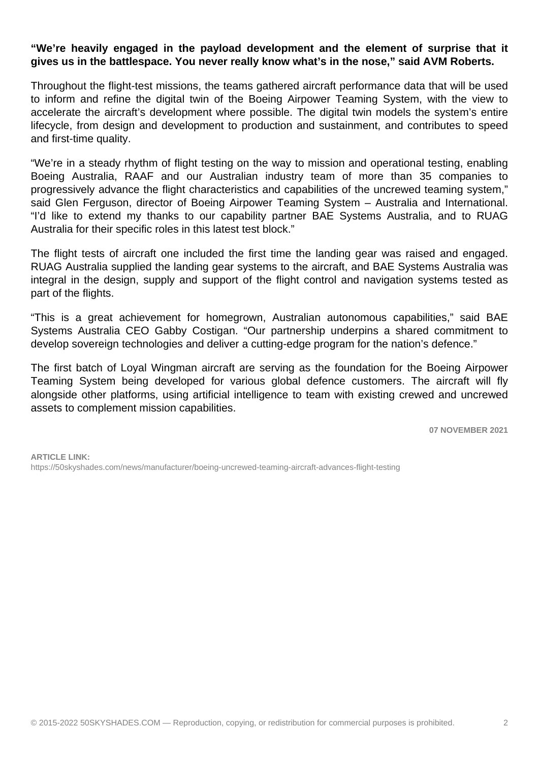**“We’re heavily engaged in the payload development and the element of surprise that it gives us in the battlespace. You never really know what’s in the nose,” said AVM Roberts.**

Throughout the flight-test missions, the teams gathered aircraft performance data that will be used to inform and refine the digital twin of the Boeing Airpower Teaming System, with the view to accelerate the aircraft’s development where possible. The digital twin models the system’s entire lifecycle, from design and development to production and sustainment, and contributes to speed and first-time quality.

“We’re in a steady rhythm of flight testing on the way to mission and operational testing, enabling Boeing Australia, RAAF and our Australian industry team of more than 35 companies to progressively advance the flight characteristics and capabilities of the uncrewed teaming system,” said Glen Ferguson, director of Boeing Airpower Teaming System – Australia and International. “I’d like to extend my thanks to our capability partner BAE Systems Australia, and to RUAG Australia for their specific roles in this latest test block.”

The flight tests of aircraft one included the first time the landing gear was raised and engaged. RUAG Australia supplied the landing gear systems to the aircraft, and BAE Systems Australia was integral in the design, supply and support of the flight control and navigation systems tested as part of the flights.

“This is a great achievement for homegrown, Australian autonomous capabilities,” said BAE Systems Australia CEO Gabby Costigan. “Our partnership underpins a shared commitment to develop sovereign technologies and deliver a cutting-edge program for the nation’s defence.”

The first batch of Loyal Wingman aircraft are serving as the foundation for the Boeing Airpower Teaming System being developed for various global defence customers. The aircraft will fly alongside other platforms, using artificial intelligence to team with existing crewed and uncrewed assets to complement mission capabilities.

**07 NOVEMBER 2021**

**ARTICLE LINK:**
https://50skyshades.com/news/manufacturer/boeing-uncrewed-teaming-aircraft-advances-flight-testing